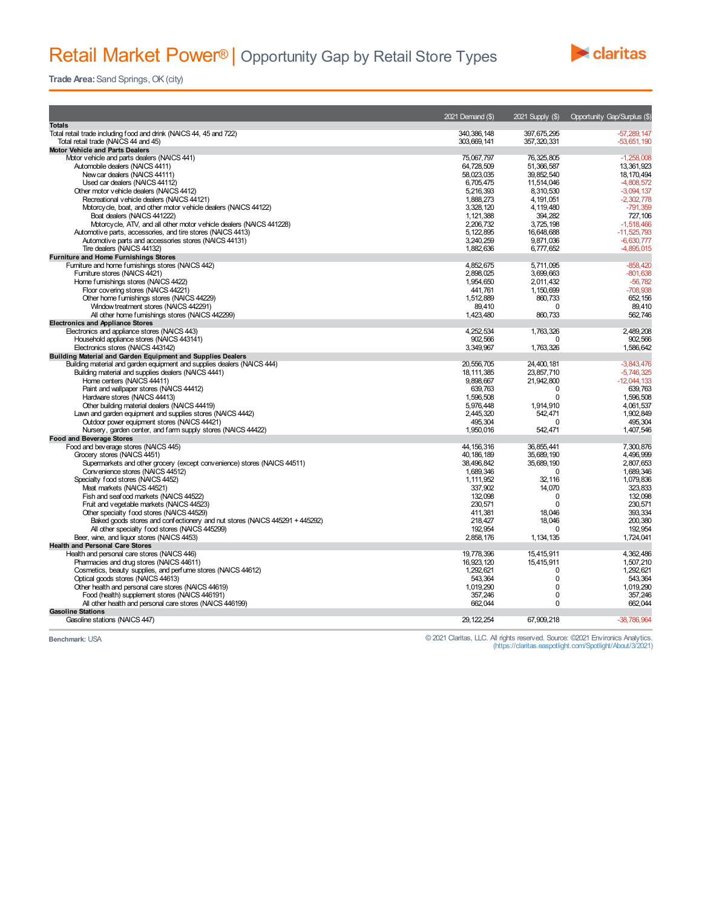# Retail Market Power® | Opportunity Gap by Retail Store Types

**Trade Area:** Sand Springs, OK (city)

| | 2021 Demand ($) | 2021 Supply ($) | Opportunity Gap/Surplus ($) |
|---|---|---|---|
| **Totals** | | | |
| Total retail trade including food and drink (NAICS 44, 45 and 722) | 340,386,148 | 397,675,295 | -57,289,147 |
| Total retail trade (NAICS 44 and 45) | 303,669,141 | 357,320,331 | -53,651,190 |
| **Motor Vehicle and Parts Dealers** | | | |
| Motor vehicle and parts dealers (NAICS 441) | 75,067,797 | 76,325,805 | -1,258,008 |
| Automobile dealers (NAICS 4411) | 64,728,509 | 51,366,587 | 13,361,923 |
| New car dealers (NAICS 44111) | 58,023,035 | 39,852,540 | 18,170,494 |
| Used car dealers (NAICS 44112) | 6,705,475 | 11,514,046 | -4,808,572 |
| Other motor vehicle dealers (NAICS 4412) | 5,216,393 | 8,310,530 | -3,094,137 |
| Recreational vehicle dealers (NAICS 44121) | 1,888,273 | 4,191,051 | -2,302,778 |
| Motorcycle, boat, and other motor vehicle dealers (NAICS 44122) | 3,328,120 | 4,119,480 | -791,359 |
| Boat dealers (NAICS 441222) | 1,121,388 | 394,282 | 727,106 |
| Motorcycle, ATV, and all other motor vehicle dealers (NAICS 441228) | 2,206,732 | 3,725,198 | -1,518,466 |
| Automotive parts, accessories, and tire stores (NAICS 4413) | 5,122,895 | 16,648,688 | -11,525,793 |
| Automotive parts and accessories stores (NAICS 44131) | 3,240,259 | 9,871,036 | -6,630,777 |
| Tire dealers (NAICS 44132) | 1,882,636 | 6,777,652 | -4,895,015 |
| **Furniture and Home Furnishings Stores** | | | |
| Furniture and home furnishings stores (NAICS 442) | 4,852,675 | 5,711,095 | -858,420 |
| Furniture stores (NAICS 4421) | 2,898,025 | 3,699,663 | -801,638 |
| Home furnishings stores (NAICS 4422) | 1,954,650 | 2,011,432 | -56,782 |
| Floor covering stores (NAICS 44221) | 441,761 | 1,150,699 | -708,938 |
| Other home furnishings stores (NAICS 44229) | 1,512,889 | 860,733 | 652,156 |
| Window treatment stores (NAICS 442291) | 89,410 | 0 | 89,410 |
| All other home furnishings stores (NAICS 442299) | 1,423,480 | 860,733 | 562,746 |
| **Electronics and Appliance Stores** | | | |
| Electronics and appliance stores (NAICS 443) | 4,252,534 | 1,763,326 | 2,489,208 |
| Household appliance stores (NAICS 443141) | 902,566 | 0 | 902,566 |
| Electronics stores (NAICS 443142) | 3,349,967 | 1,763,326 | 1,586,642 |
| **Building Material and Garden Equipment and Supplies Dealers** | | | |
| Building material and garden equipment and supplies dealers (NAICS 444) | 20,556,705 | 24,400,181 | -3,843,476 |
| Building material and supplies dealers (NAICS 4441) | 18,111,385 | 23,857,710 | -5,746,325 |
| Home centers (NAICS 44411) | 9,898,667 | 21,942,800 | -12,044,133 |
| Paint and wallpaper stores (NAICS 44412) | 639,763 | 0 | 639,763 |
| Hardware stores (NAICS 44413) | 1,596,508 | 0 | 1,596,508 |
| Other building material dealers (NAICS 44419) | 5,976,448 | 1,914,910 | 4,061,537 |
| Lawn and garden equipment and supplies stores (NAICS 4442) | 2,445,320 | 542,471 | 1,902,849 |
| Outdoor power equipment stores (NAICS 44421) | 495,304 | 0 | 495,304 |
| Nursery, garden center, and farm supply stores (NAICS 44422) | 1,950,016 | 542,471 | 1,407,546 |
| **Food and Beverage Stores** | | | |
| Food and beverage stores (NAICS 445) | 44,156,316 | 36,855,441 | 7,300,876 |
| Grocery stores (NAICS 4451) | 40,186,189 | 35,689,190 | 4,496,999 |
| Supermarkets and other grocery (except convenience) stores (NAICS 44511) | 38,496,842 | 35,689,190 | 2,807,653 |
| Convenience stores (NAICS 44512) | 1,689,346 | 0 | 1,689,346 |
| Specialty food stores (NAICS 4452) | 1,111,952 | 32,116 | 1,079,836 |
| Meat markets (NAICS 44521) | 337,902 | 14,070 | 323,833 |
| Fish and seafood markets (NAICS 44522) | 132,098 | 0 | 132,098 |
| Fruit and vegetable markets (NAICS 44523) | 230,571 | 0 | 230,571 |
| Other specialty food stores (NAICS 44529) | 411,381 | 18,046 | 393,334 |
| Baked goods stores and confectionery and nut stores (NAICS 445291 + 445292) | 218,427 | 18,046 | 200,380 |
| All other specialty food stores (NAICS 445299) | 192,954 | 0 | 192,954 |
| Beer, wine, and liquor stores (NAICS 4453) | 2,858,176 | 1,134,135 | 1,724,041 |
| **Health and Personal Care Stores** | | | |
| Health and personal care stores (NAICS 446) | 19,778,396 | 15,415,911 | 4,362,486 |
| Pharmacies and drug stores (NAICS 44611) | 16,923,120 | 15,415,911 | 1,507,210 |
| Cosmetics, beauty supplies, and perfume stores (NAICS 44612) | 1,292,621 | 0 | 1,292,621 |
| Optical goods stores (NAICS 44613) | 543,364 | 0 | 543,364 |
| Other health and personal care stores (NAICS 44619) | 1,019,290 | 0 | 1,019,290 |
| Food (health) supplement stores (NAICS 446191) | 357,246 | 0 | 357,246 |
| All other health and personal care stores (NAICS 446199) | 662,044 | 0 | 662,044 |
| **Gasoline Stations** | | | |
| Gasoline stations (NAICS 447) | 29,122,254 | 67,909,218 | -38,786,964 |

**Benchmark:** USA

© 2021 Claritas, LLC. All rights reserved. Source: ©2021 Environics Analytics. (https://claritas.easpotlight.com/Spotlight/About/3/2021)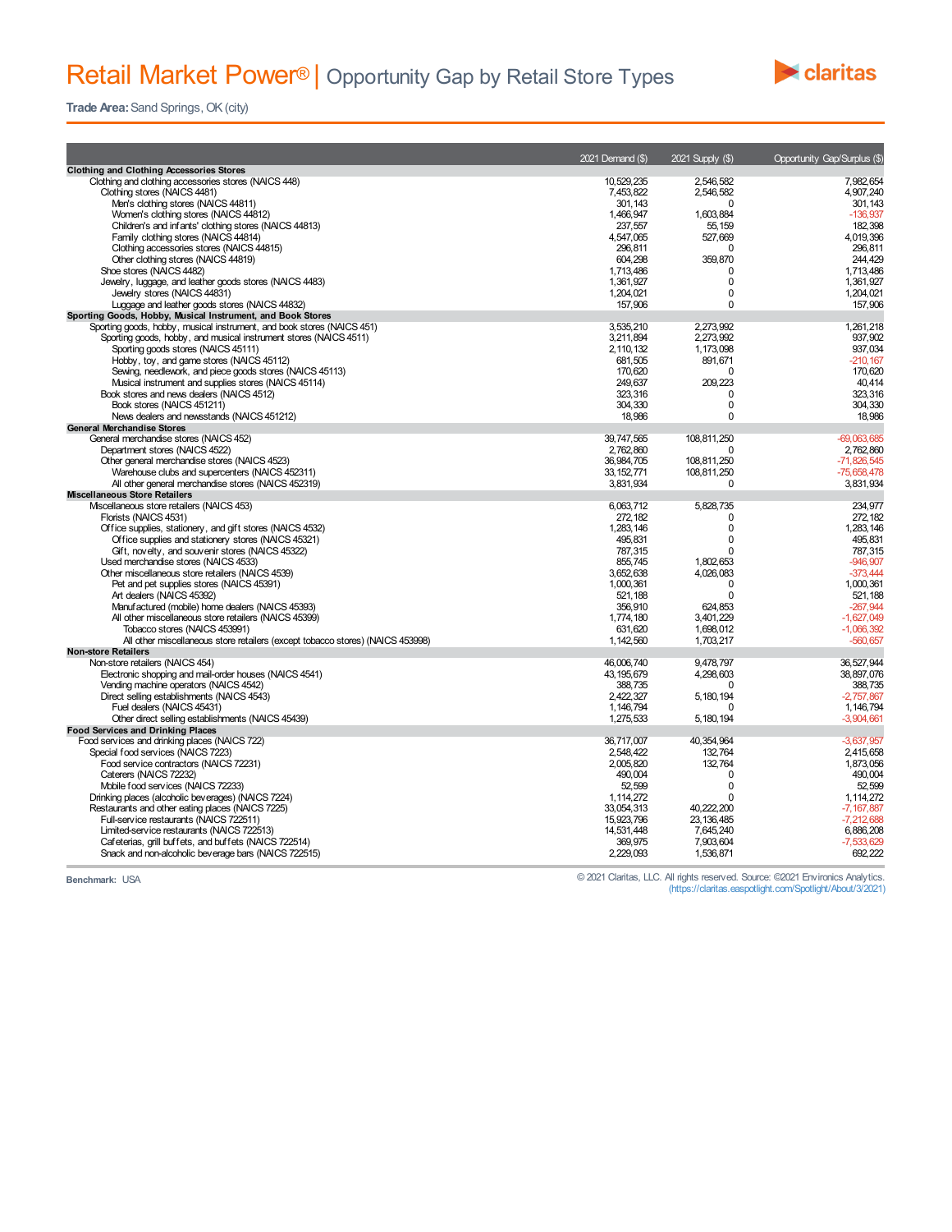# Retail Market Power® | Opportunity Gap by Retail Store Types

**Trade Area:** Sand Springs, OK (city)

| | 2021 Demand ($) | 2021 Supply ($) | Opportunity Gap/Surplus ($) |
|---|---|---|---|
| **Clothing and Clothing Accessories Stores** | | | |
| Clothing and clothing accessories stores (NAICS 448) | 10,529,235 | 2,546,582 | 7,982,654 |
| Clothing stores (NAICS 4481) | 7,453,822 | 2,546,582 | 4,907,240 |
| Men's clothing stores (NAICS 44811) | 301,143 | 0 | 301,143 |
| Women's clothing stores (NAICS 44812) | 1,466,947 | 1,603,884 | -136,937 |
| Children's and infants' clothing stores (NAICS 44813) | 237,557 | 55,159 | 182,398 |
| Family clothing stores (NAICS 44814) | 4,547,065 | 527,669 | 4,019,396 |
| Clothing accessories stores (NAICS 44815) | 296,811 | 0 | 296,811 |
| Other clothing stores (NAICS 44819) | 604,298 | 359,870 | 244,429 |
| Shoe stores (NAICS 4482) | 1,713,486 | 0 | 1,713,486 |
| Jewelry, luggage, and leather goods stores (NAICS 4483) | 1,361,927 | 0 | 1,361,927 |
| Jewelry stores (NAICS 44831) | 1,204,021 | 0 | 1,204,021 |
| Luggage and leather goods stores (NAICS 44832) | 157,906 | 0 | 157,906 |
| **Sporting Goods, Hobby, Musical Instrument, and Book Stores** | | | |
| Sporting goods, hobby, musical instrument, and book stores (NAICS 451) | 3,535,210 | 2,273,992 | 1,261,218 |
| Sporting goods, hobby, and musical instrument stores (NAICS 4511) | 3,211,894 | 2,273,992 | 937,902 |
| Sporting goods stores (NAICS 45111) | 2,110,132 | 1,173,098 | 937,034 |
| Hobby, toy, and game stores (NAICS 45112) | 681,505 | 891,671 | -210,167 |
| Sewing, needlework, and piece goods stores (NAICS 45113) | 170,620 | 0 | 170,620 |
| Musical instrument and supplies stores (NAICS 45114) | 249,637 | 209,223 | 40,414 |
| Book stores and news dealers (NAICS 4512) | 323,316 | 0 | 323,316 |
| Book stores (NAICS 451211) | 304,330 | 0 | 304,330 |
| News dealers and newsstands (NAICS 451212) | 18,986 | 0 | 18,986 |
| **General Merchandise Stores** | | | |
| General merchandise stores (NAICS 452) | 39,747,565 | 108,811,250 | -69,063,685 |
| Department stores (NAICS 4522) | 2,762,860 | 0 | 2,762,860 |
| Other general merchandise stores (NAICS 4523) | 36,984,705 | 108,811,250 | -71,826,545 |
| Warehouse clubs and supercenters (NAICS 452311) | 33,152,771 | 108,811,250 | -75,658,478 |
| All other general merchandise stores (NAICS 452319) | 3,831,934 | 0 | 3,831,934 |
| **Miscellaneous Store Retailers** | | | |
| Miscellaneous store retailers (NAICS 453) | 6,063,712 | 5,828,735 | 234,977 |
| Florists (NAICS 4531) | 272,182 | 0 | 272,182 |
| Office supplies, stationery, and gift stores (NAICS 4532) | 1,283,146 | 0 | 1,283,146 |
| Office supplies and stationery stores (NAICS 45321) | 495,831 | 0 | 495,831 |
| Gift, novelty, and souvenir stores (NAICS 45322) | 787,315 | 0 | 787,315 |
| Used merchandise stores (NAICS 4533) | 855,745 | 1,802,653 | -946,907 |
| Other miscellaneous store retailers (NAICS 4539) | 3,652,638 | 4,026,083 | -373,444 |
| Pet and pet supplies stores (NAICS 45391) | 1,000,361 | 0 | 1,000,361 |
| Art dealers (NAICS 45392) | 521,188 | 0 | 521,188 |
| Manufactured (mobile) home dealers (NAICS 45393) | 356,910 | 624,853 | -267,944 |
| All other miscellaneous store retailers (NAICS 45399) | 1,774,180 | 3,401,229 | -1,627,049 |
| Tobacco stores (NAICS 453991) | 631,620 | 1,698,012 | -1,066,392 |
| All other miscellaneous store retailers (except tobacco stores) (NAICS 453998) | 1,142,560 | 1,703,217 | -560,657 |
| **Non-store Retailers** | | | |
| Non-store retailers (NAICS 454) | 46,006,740 | 9,478,797 | 36,527,944 |
| Electronic shopping and mail-order houses (NAICS 4541) | 43,195,679 | 4,298,603 | 38,897,076 |
| Vending machine operators (NAICS 4542) | 388,735 | 0 | 388,735 |
| Direct selling establishments (NAICS 4543) | 2,422,327 | 5,180,194 | -2,757,867 |
| Fuel dealers (NAICS 45431) | 1,146,794 | 0 | 1,146,794 |
| Other direct selling establishments (NAICS 45439) | 1,275,533 | 5,180,194 | -3,904,661 |
| **Food Services and Drinking Places** | | | |
| Food services and drinking places (NAICS 722) | 36,717,007 | 40,354,964 | -3,637,957 |
| Special food services (NAICS 7223) | 2,548,422 | 132,764 | 2,415,658 |
| Food service contractors (NAICS 72231) | 2,005,820 | 132,764 | 1,873,056 |
| Caterers (NAICS 72232) | 490,004 | 0 | 490,004 |
| Mobile food services (NAICS 72233) | 52,599 | 0 | 52,599 |
| Drinking places (alcoholic beverages) (NAICS 7224) | 1,114,272 | 0 | 1,114,272 |
| Restaurants and other eating places (NAICS 7225) | 33,054,313 | 40,222,200 | -7,167,887 |
| Full-service restaurants (NAICS 722511) | 15,923,796 | 23,136,485 | -7,212,688 |
| Limited-service restaurants (NAICS 722513) | 14,531,448 | 7,645,240 | 6,886,208 |
| Cafeterias, grill buffets, and buffets (NAICS 722514) | 369,975 | 7,903,604 | -7,533,629 |
| Snack and non-alcoholic beverage bars (NAICS 722515) | 2,229,093 | 1,536,871 | 692,222 |

**Benchmark:** USA

© 2021 Claritas, LLC. All rights reserved. Source: ©2021 Environics Analytics.
(https://claritas.easpotlight.com/Spotlight/About/3/2021)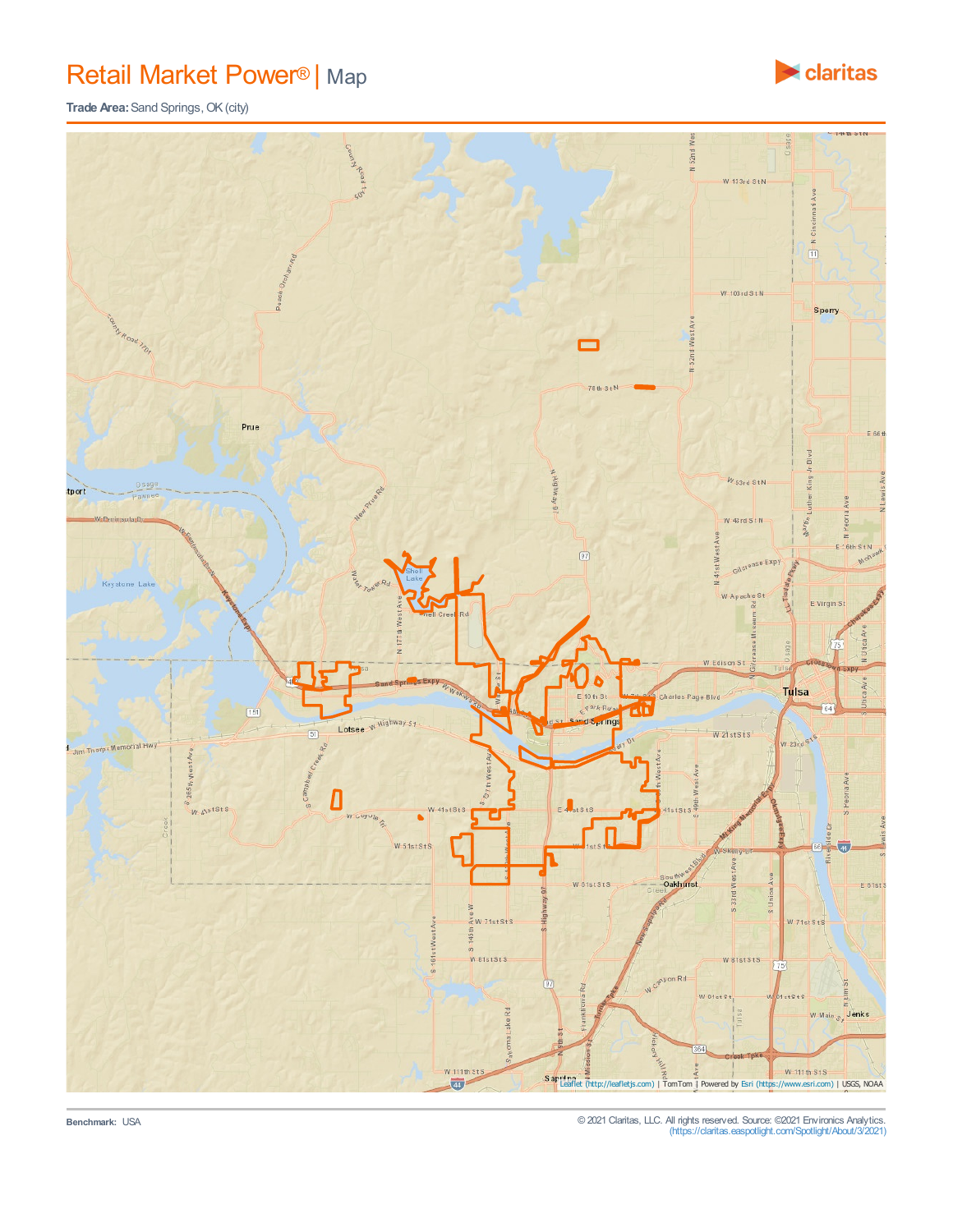# Retail Market Power® | Map

claritas

**Trade Area:** Sand Springs, OK (city)

Leaflet (http://leafletjs.com) | TomTom | Powered by Esri (https://www.esri.com) | USGS, NOAA

**Benchmark:** USA

© 2021 Claritas, LLC. All rights reserved. Source: ©2021 Environics Analytics.
(https://claritas.easpotlight.com/Spotlight/About/3/2021)